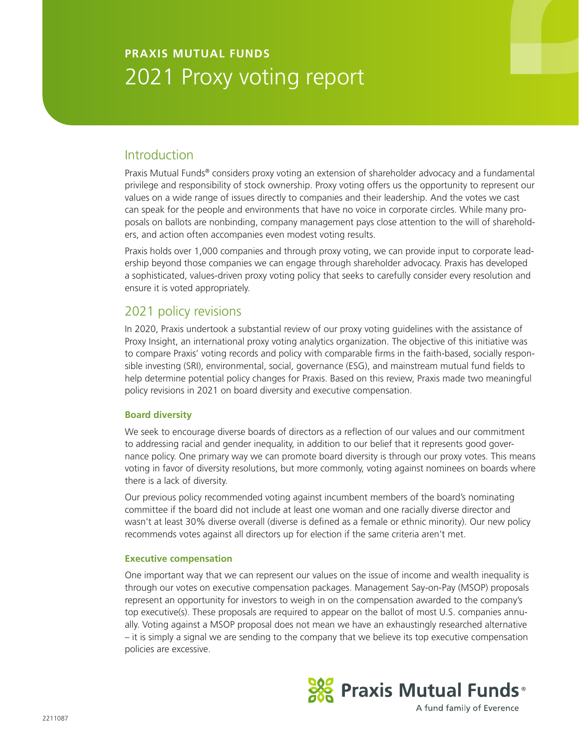**PRAXIS MUTUAL FUNDS**

# 2021 Proxy voting report

## Introduction

Praxis Mutual Funds® considers proxy voting an extension of shareholder advocacy and a fundamental privilege and responsibility of stock ownership. Proxy voting offers us the opportunity to represent our values on a wide range of issues directly to companies and their leadership. And the votes we cast can speak for the people and environments that have no voice in corporate circles. While many proposals on ballots are nonbinding, company management pays close attention to the will of shareholders, and action often accompanies even modest voting results.

Praxis holds over 1,000 companies and through proxy voting, we can provide input to corporate leadership beyond those companies we can engage through shareholder advocacy. Praxis has developed a sophisticated, values-driven proxy voting policy that seeks to carefully consider every resolution and ensure it is voted appropriately.

## 2021 policy revisions

In 2020, Praxis undertook a substantial review of our proxy voting guidelines with the assistance of Proxy Insight, an international proxy voting analytics organization. The objective of this initiative was to compare Praxis' voting records and policy with comparable firms in the faith-based, socially responsible investing (SRI), environmental, social, governance (ESG), and mainstream mutual fund fields to help determine potential policy changes for Praxis. Based on this review, Praxis made two meaningful policy revisions in 2021 on board diversity and executive compensation.

### Board diversity

We seek to encourage diverse boards of directors as a reflection of our values and our commitment to addressing racial and gender inequality, in addition to our belief that it represents good governance policy. One primary way we can promote board diversity is through our proxy votes. This means voting in favor of diversity resolutions, but more commonly, voting against nominees on boards where there is a lack of diversity.

Our previous policy recommended voting against incumbent members of the board's nominating committee if the board did not include at least one woman and one racially diverse director and wasn't at least 30% diverse overall (diverse is defined as a female or ethnic minority). Our new policy recommends votes against all directors up for election if the same criteria aren't met.

### Executive compensation

One important way that we can represent our values on the issue of income and wealth inequality is through our votes on executive compensation packages. Management Say-on-Pay (MSOP) proposals represent an opportunity for investors to weigh in on the compensation awarded to the company's top executive(s). These proposals are required to appear on the ballot of most U.S. companies annually. Voting against a MSOP proposal does not mean we have an exhaustingly researched alternative – it is simply a signal we are sending to the company that we believe its top executive compensation policies are excessive.

Praxis Mutual Funds®

A fund family of Everence

2211087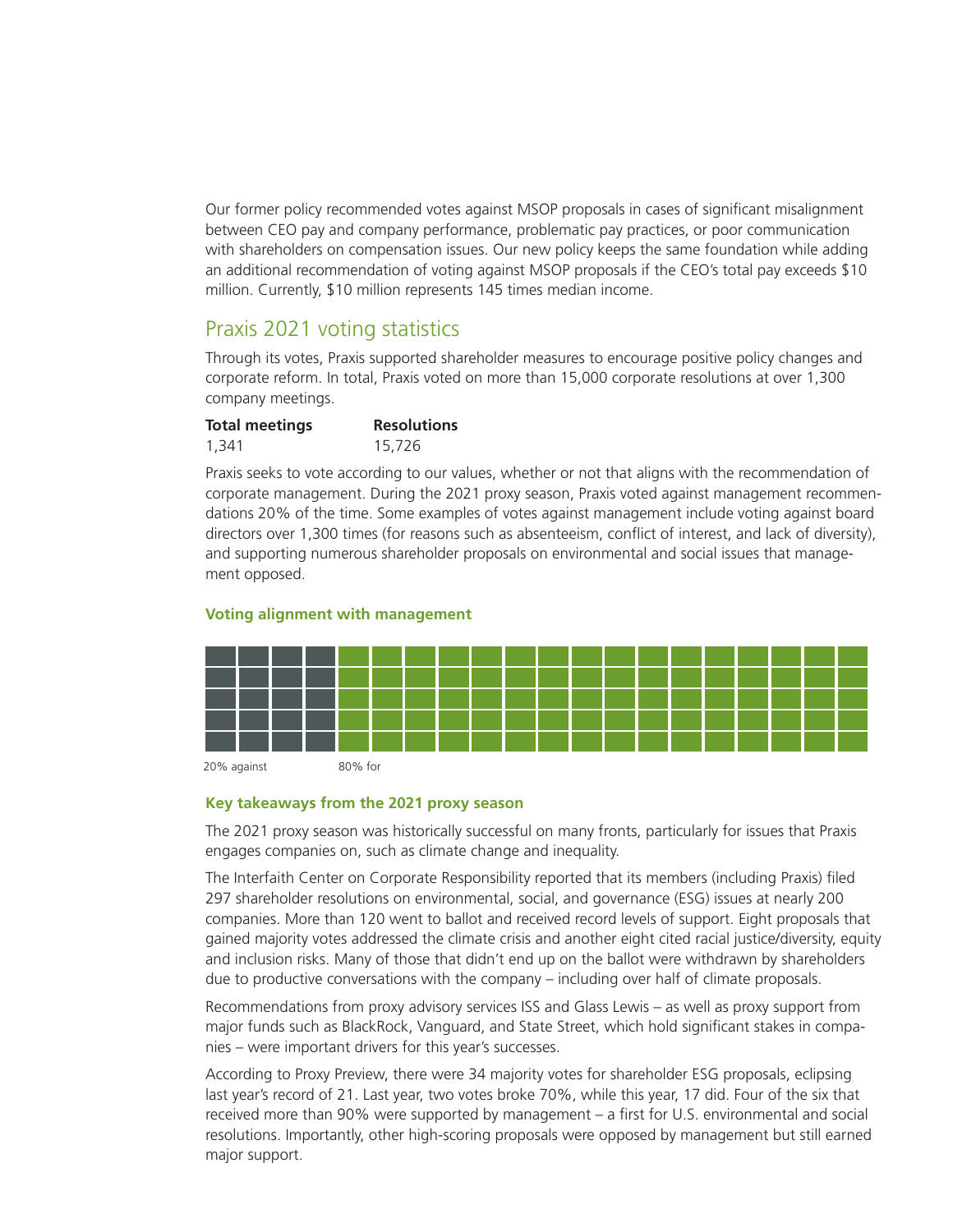Our former policy recommended votes against MSOP proposals in cases of significant misalignment between CEO pay and company performance, problematic pay practices, or poor communication with shareholders on compensation issues. Our new policy keeps the same foundation while adding an additional recommendation of voting against MSOP proposals if the CEO's total pay exceeds $10 million. Currently, $10 million represents 145 times median income.

## Praxis 2021 voting statistics

Through its votes, Praxis supported shareholder measures to encourage positive policy changes and corporate reform. In total, Praxis voted on more than 15,000 corporate resolutions at over 1,300 company meetings.

| Total meetings | Resolutions |
|---|---|
| 1,341 | 15,726 |

Praxis seeks to vote according to our values, whether or not that aligns with the recommendation of corporate management. During the 2021 proxy season, Praxis voted against management recommendations 20% of the time. Some examples of votes against management include voting against board directors over 1,300 times (for reasons such as absenteeism, conflict of interest, and lack of diversity), and supporting numerous shareholder proposals on environmental and social issues that management opposed.

### Voting alignment with management

20% against

80% for

### Key takeaways from the 2021 proxy season

The 2021 proxy season was historically successful on many fronts, particularly for issues that Praxis engages companies on, such as climate change and inequality.

The Interfaith Center on Corporate Responsibility reported that its members (including Praxis) filed 297 shareholder resolutions on environmental, social, and governance (ESG) issues at nearly 200 companies. More than 120 went to ballot and received record levels of support. Eight proposals that gained majority votes addressed the climate crisis and another eight cited racial justice/diversity, equity and inclusion risks. Many of those that didn't end up on the ballot were withdrawn by shareholders due to productive conversations with the company – including over half of climate proposals.

Recommendations from proxy advisory services ISS and Glass Lewis – as well as proxy support from major funds such as BlackRock, Vanguard, and State Street, which hold significant stakes in companies – were important drivers for this year's successes.

According to Proxy Preview, there were 34 majority votes for shareholder ESG proposals, eclipsing last year's record of 21. Last year, two votes broke 70%, while this year, 17 did. Four of the six that received more than 90% were supported by management – a first for U.S. environmental and social resolutions. Importantly, other high-scoring proposals were opposed by management but still earned major support.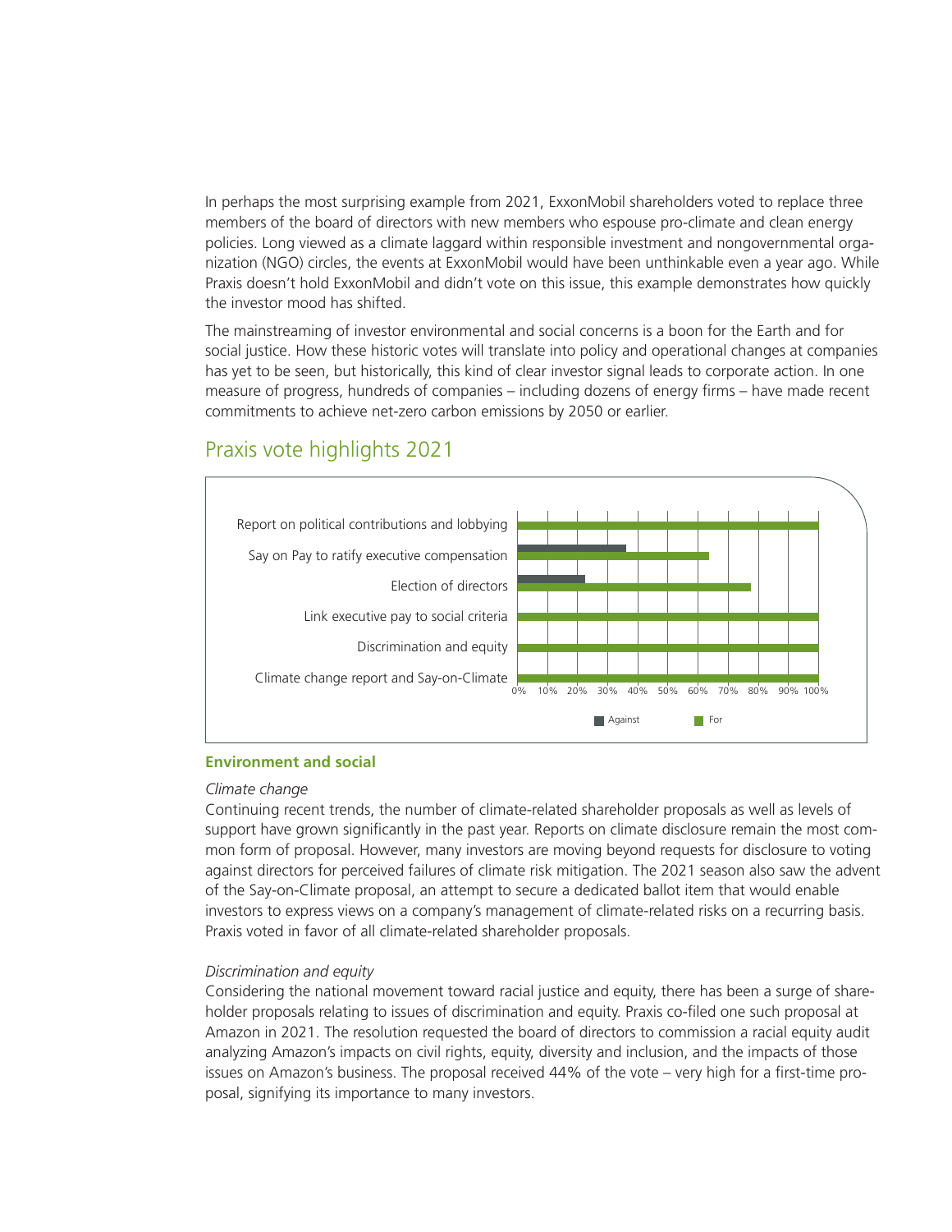In perhaps the most surprising example from 2021, ExxonMobil shareholders voted to replace three members of the board of directors with new members who espouse pro-climate and clean energy policies. Long viewed as a climate laggard within responsible investment and nongovernmental organization (NGO) circles, the events at ExxonMobil would have been unthinkable even a year ago. While Praxis doesn't hold ExxonMobil and didn't vote on this issue, this example demonstrates how quickly the investor mood has shifted.

The mainstreaming of investor environmental and social concerns is a boon for the Earth and for social justice. How these historic votes will translate into policy and operational changes at companies has yet to be seen, but historically, this kind of clear investor signal leads to corporate action. In one measure of progress, hundreds of companies – including dozens of energy firms – have made recent commitments to achieve net-zero carbon emissions by 2050 or earlier.

## Praxis vote highlights 2021

Report on political contributions and lobbying
Say on Pay to ratify executive compensation
Election of directors
Link executive pay to social criteria
Discrimination and equity
Climate change report and Say-on-Climate

0% 10% 20% 30% 40% 50% 60% 70% 80% 90% 100%

Against
For

### Environment and social

*Climate change*

Continuing recent trends, the number of climate-related shareholder proposals as well as levels of support have grown significantly in the past year. Reports on climate disclosure remain the most common form of proposal. However, many investors are moving beyond requests for disclosure to voting against directors for perceived failures of climate risk mitigation. The 2021 season also saw the advent of the Say-on-Climate proposal, an attempt to secure a dedicated ballot item that would enable investors to express views on a company's management of climate-related risks on a recurring basis. Praxis voted in favor of all climate-related shareholder proposals.

*Discrimination and equity*

Considering the national movement toward racial justice and equity, there has been a surge of shareholder proposals relating to issues of discrimination and equity. Praxis co-filed one such proposal at Amazon in 2021. The resolution requested the board of directors to commission a racial equity audit analyzing Amazon's impacts on civil rights, equity, diversity and inclusion, and the impacts of those issues on Amazon's business. The proposal received 44% of the vote – very high for a first-time proposal, signifying its importance to many investors.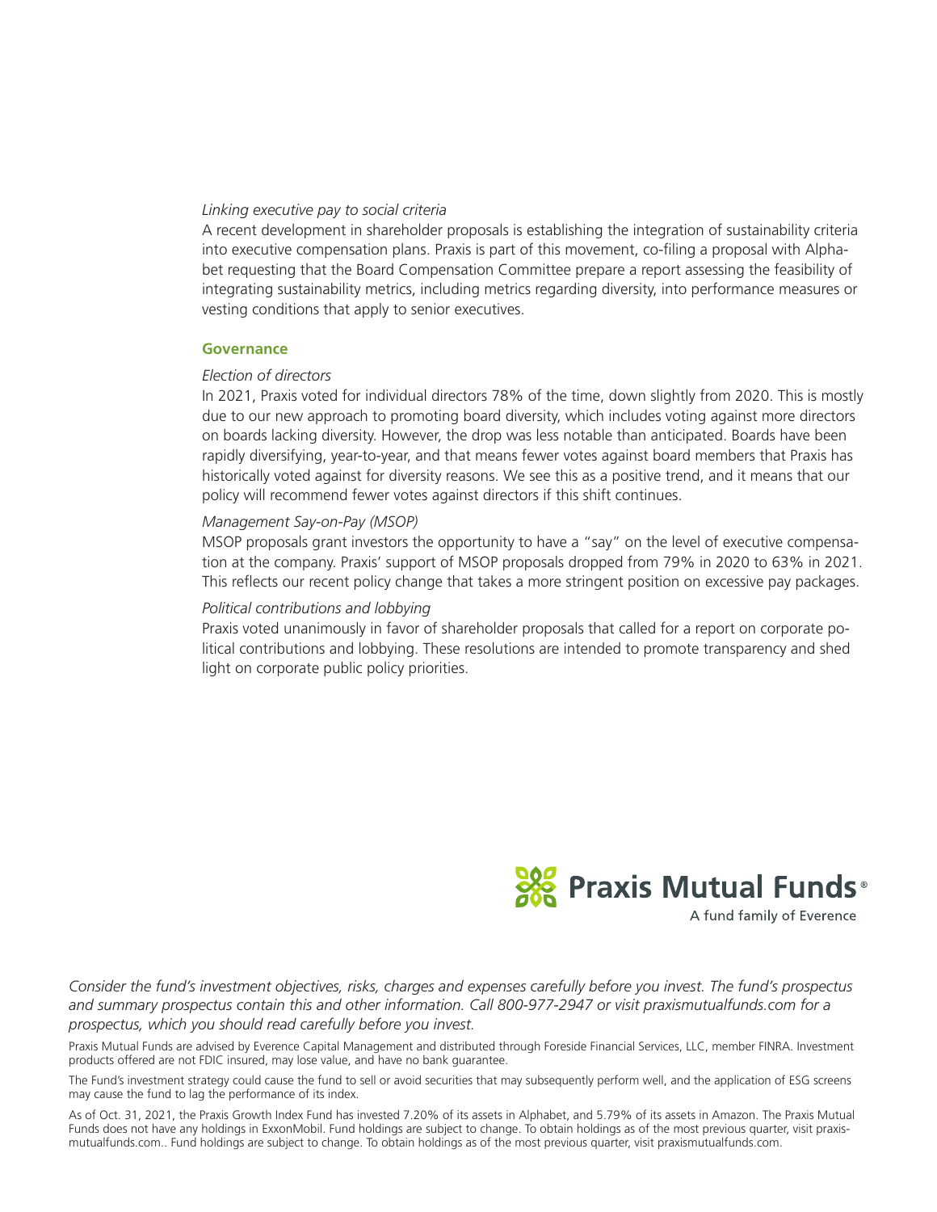*Linking executive pay to social criteria*

A recent development in shareholder proposals is establishing the integration of sustainability criteria into executive compensation plans. Praxis is part of this movement, co-filing a proposal with Alphabet requesting that the Board Compensation Committee prepare a report assessing the feasibility of integrating sustainability metrics, including metrics regarding diversity, into performance measures or vesting conditions that apply to senior executives.

## Governance

*Election of directors*

In 2021, Praxis voted for individual directors 78% of the time, down slightly from 2020. This is mostly due to our new approach to promoting board diversity, which includes voting against more directors on boards lacking diversity. However, the drop was less notable than anticipated. Boards have been rapidly diversifying, year-to-year, and that means fewer votes against board members that Praxis has historically voted against for diversity reasons. We see this as a positive trend, and it means that our policy will recommend fewer votes against directors if this shift continues.

*Management Say-on-Pay (MSOP)*

MSOP proposals grant investors the opportunity to have a "say" on the level of executive compensation at the company. Praxis' support of MSOP proposals dropped from 79% in 2020 to 63% in 2021. This reflects our recent policy change that takes a more stringent position on excessive pay packages.

*Political contributions and lobbying*

Praxis voted unanimously in favor of shareholder proposals that called for a report on corporate political contributions and lobbying. These resolutions are intended to promote transparency and shed light on corporate public policy priorities.

Praxis Mutual Funds®
A fund family of Everence

*Consider the fund's investment objectives, risks, charges and expenses carefully before you invest. The fund's prospectus and summary prospectus contain this and other information. Call 800-977-2947 or visit praxismutualfunds.com for a prospectus, which you should read carefully before you invest.*

Praxis Mutual Funds are advised by Everence Capital Management and distributed through Foreside Financial Services, LLC, member FINRA. Investment products offered are not FDIC insured, may lose value, and have no bank guarantee.

The Fund's investment strategy could cause the fund to sell or avoid securities that may subsequently perform well, and the application of ESG screens may cause the fund to lag the performance of its index.

As of Oct. 31, 2021, the Praxis Growth Index Fund has invested 7.20% of its assets in Alphabet, and 5.79% of its assets in Amazon. The Praxis Mutual Funds does not have any holdings in ExxonMobil. Fund holdings are subject to change. To obtain holdings as of the most previous quarter, visit praxismutualfunds.com.. Fund holdings are subject to change. To obtain holdings as of the most previous quarter, visit praxismutualfunds.com.